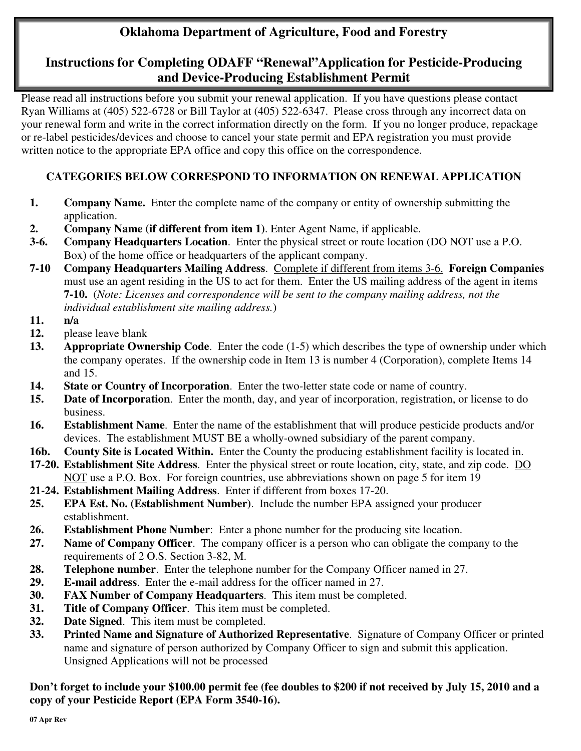# Oklahoma Department of Agriculture, Food and Forestry

## Instructions for Completing ODAFF "Renewal"Application for Pesticide-Producing and Device-Producing Establishment Permit

Please read all instructions before you submit your renewal application. If you have questions please contact Ryan Williams at (405) 522-6728 or Bill Taylor at (405) 522-6347. Please cross through any incorrect data on your renewal form and write in the correct information directly on the form. If you no longer produce, repackage or re-label pesticides/devices and choose to cancel your state permit and EPA registration you must provide written notice to the appropriate EPA office and copy this office on the correspondence.

### CATEGORIES BELOW CORRESPOND TO INFORMATION ON RENEWAL APPLICATION

**1.** **Company Name.** Enter the complete name of the company or entity of ownership submitting the application.

**2.** **Company Name (if different from item 1)**. Enter Agent Name, if applicable.

**3-6.** **Company Headquarters Location**. Enter the physical street or route location (DO NOT use a P.O. Box) of the home office or headquarters of the applicant company.

**7-10** **Company Headquarters Mailing Address**. Complete if different from items 3-6. **Foreign Companies** must use an agent residing in the US to act for them. Enter the US mailing address of the agent in items **7-10.** (*Note: Licenses and correspondence will be sent to the company mailing address, not the individual establishment site mailing address.*)

**11.** **n/a**

**12.** please leave blank

**13.** **Appropriate Ownership Code**. Enter the code (1-5) which describes the type of ownership under which the company operates. If the ownership code in Item 13 is number 4 (Corporation), complete Items 14 and 15.

**14.** **State or Country of Incorporation**. Enter the two-letter state code or name of country.

**15.** **Date of Incorporation**. Enter the month, day, and year of incorporation, registration, or license to do business.

**16.** **Establishment Name**. Enter the name of the establishment that will produce pesticide products and/or devices. The establishment MUST BE a wholly-owned subsidiary of the parent company.

**16b.** **County Site is Located Within.** Enter the County the producing establishment facility is located in.

**17-20.** **Establishment Site Address**. Enter the physical street or route location, city, state, and zip code. DO NOT use a P.O. Box. For foreign countries, use abbreviations shown on page 5 for item 19

**21-24.** **Establishment Mailing Address**. Enter if different from boxes 17-20.

**25.** **EPA Est. No. (Establishment Number)**. Include the number EPA assigned your producer establishment.

**26.** **Establishment Phone Number**: Enter a phone number for the producing site location.

**27.** **Name of Company Officer**. The company officer is a person who can obligate the company to the requirements of 2 O.S. Section 3-82, M.

**28.** **Telephone number**. Enter the telephone number for the Company Officer named in 27.

**29.** **E-mail address**. Enter the e-mail address for the officer named in 27.

**30.** **FAX Number of Company Headquarters**. This item must be completed.

**31.** **Title of Company Officer**. This item must be completed.

**32.** **Date Signed**. This item must be completed.

**33.** **Printed Name and Signature of Authorized Representative**. Signature of Company Officer or printed name and signature of person authorized by Company Officer to sign and submit this application. Unsigned Applications will not be processed

**Don't forget to include your $100.00 permit fee (fee doubles to $200 if not received by July 15, 2010 and a copy of your Pesticide Report (EPA Form 3540-16).**

07 Apr Rev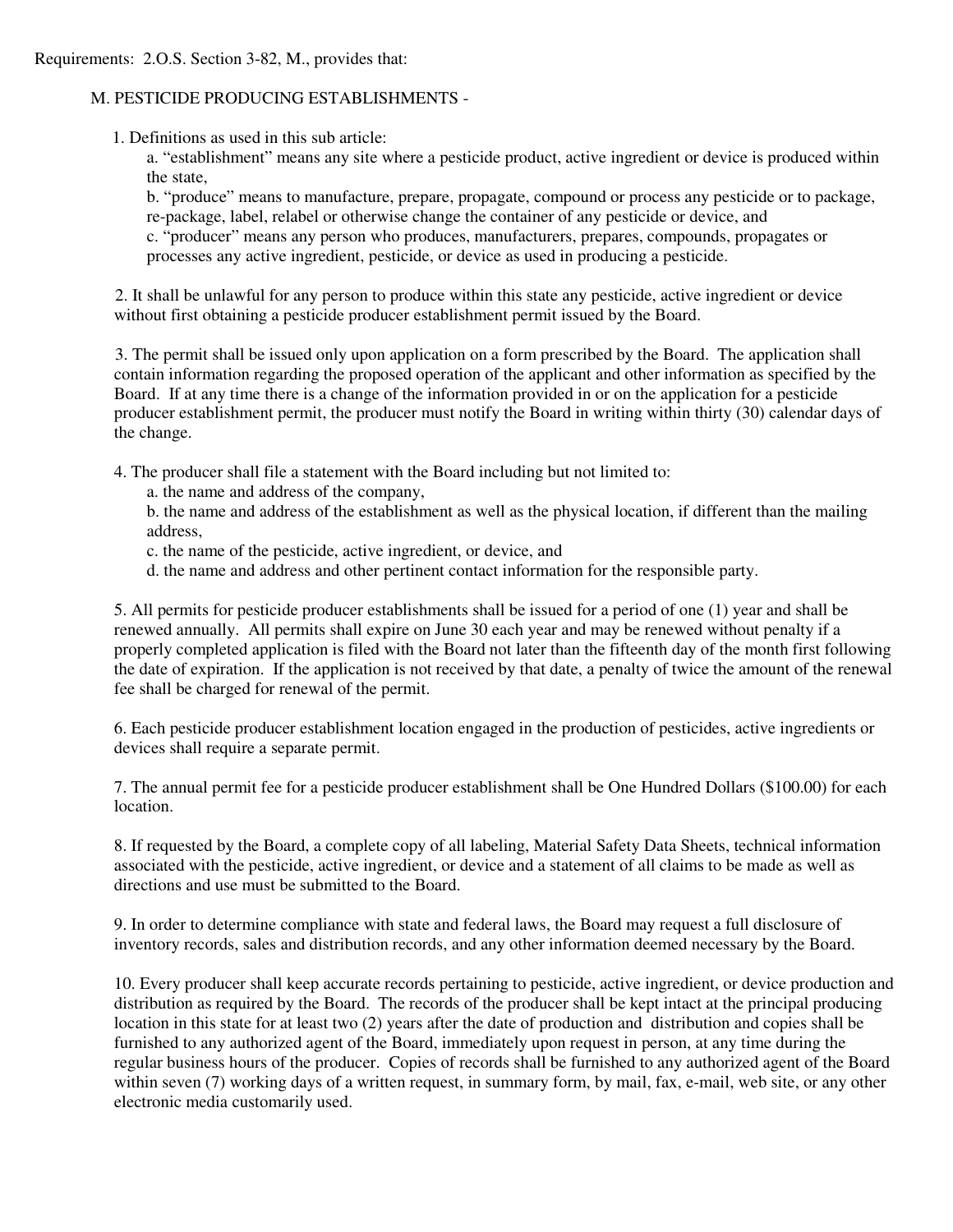Requirements: 2.O.S. Section 3-82, M., provides that:

M. PESTICIDE PRODUCING ESTABLISHMENTS -

1. Definitions as used in this sub article:
   a. "establishment" means any site where a pesticide product, active ingredient or device is produced within the state,
   b. "produce" means to manufacture, prepare, propagate, compound or process any pesticide or to package, re-package, label, relabel or otherwise change the container of any pesticide or device, and
   c. "producer" means any person who produces, manufacturers, prepares, compounds, propagates or processes any active ingredient, pesticide, or device as used in producing a pesticide.

2. It shall be unlawful for any person to produce within this state any pesticide, active ingredient or device without first obtaining a pesticide producer establishment permit issued by the Board.

3. The permit shall be issued only upon application on a form prescribed by the Board. The application shall contain information regarding the proposed operation of the applicant and other information as specified by the Board. If at any time there is a change of the information provided in or on the application for a pesticide producer establishment permit, the producer must notify the Board in writing within thirty (30) calendar days of the change.

4. The producer shall file a statement with the Board including but not limited to:
   a. the name and address of the company,
   b. the name and address of the establishment as well as the physical location, if different than the mailing address,
   c. the name of the pesticide, active ingredient, or device, and
   d. the name and address and other pertinent contact information for the responsible party.

5. All permits for pesticide producer establishments shall be issued for a period of one (1) year and shall be renewed annually. All permits shall expire on June 30 each year and may be renewed without penalty if a properly completed application is filed with the Board not later than the fifteenth day of the month first following the date of expiration. If the application is not received by that date, a penalty of twice the amount of the renewal fee shall be charged for renewal of the permit.

6. Each pesticide producer establishment location engaged in the production of pesticides, active ingredients or devices shall require a separate permit.

7. The annual permit fee for a pesticide producer establishment shall be One Hundred Dollars ($100.00) for each location.

8. If requested by the Board, a complete copy of all labeling, Material Safety Data Sheets, technical information associated with the pesticide, active ingredient, or device and a statement of all claims to be made as well as directions and use must be submitted to the Board.

9. In order to determine compliance with state and federal laws, the Board may request a full disclosure of inventory records, sales and distribution records, and any other information deemed necessary by the Board.

10. Every producer shall keep accurate records pertaining to pesticide, active ingredient, or device production and distribution as required by the Board. The records of the producer shall be kept intact at the principal producing location in this state for at least two (2) years after the date of production and distribution and copies shall be furnished to any authorized agent of the Board, immediately upon request in person, at any time during the regular business hours of the producer. Copies of records shall be furnished to any authorized agent of the Board within seven (7) working days of a written request, in summary form, by mail, fax, e-mail, web site, or any other electronic media customarily used.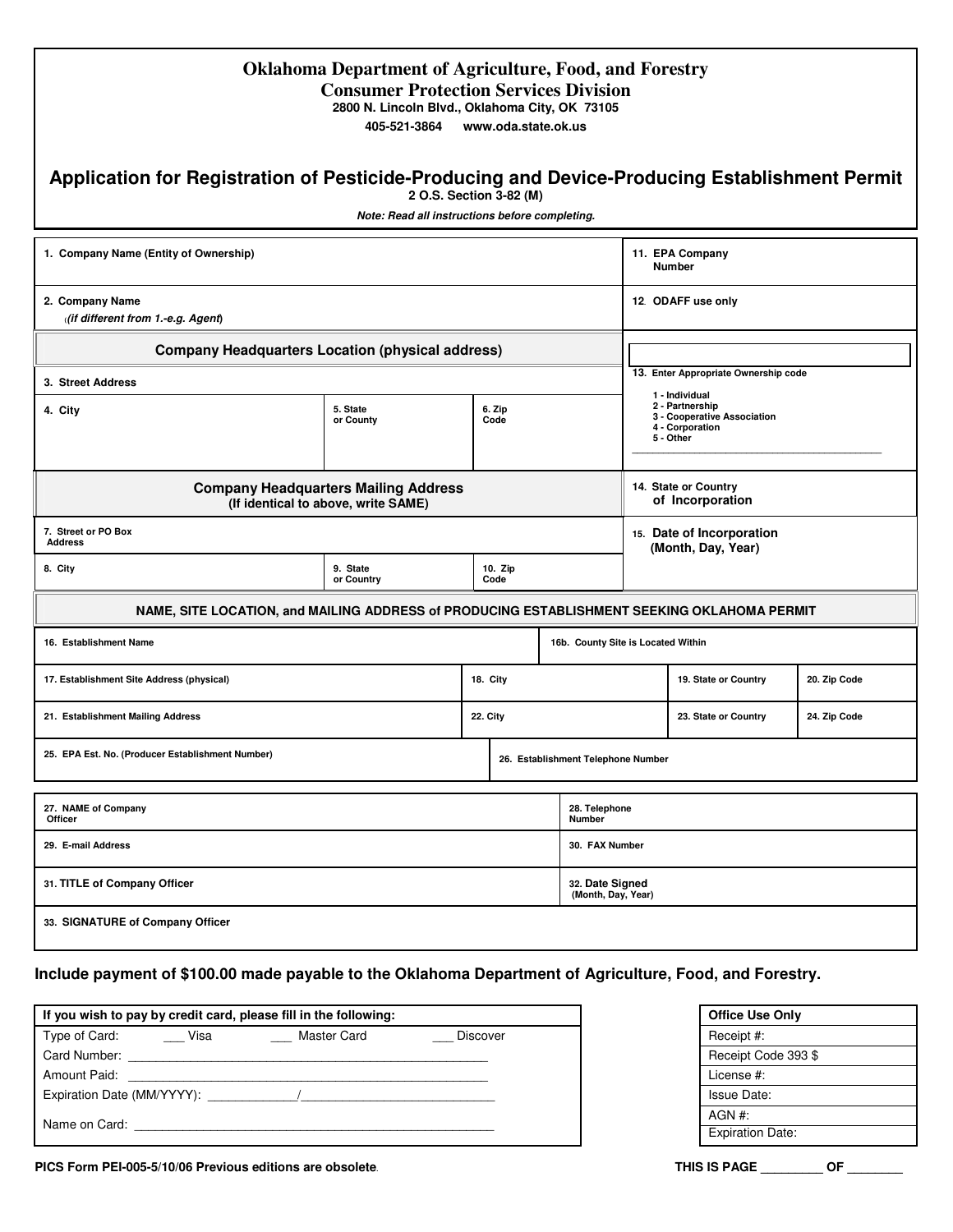# Oklahoma Department of Agriculture, Food, and Forestry
## Consumer Protection Services Division

**2800 N. Lincoln Blvd., Oklahoma City, OK 73105**

**405-521-3864 www.oda.state.ok.us**

## Application for Registration of Pesticide-Producing and Device-Producing Establishment Permit

**2 O.S. Section 3-82 (M)**

***Note: Read all instructions before completing.***

| | | | |
|---|---|---|---|
| 1. Company Name (Entity of Ownership) | | | 11. EPA Company Number |
| 2. Company Name (*(if different from 1.-e.g. Agent)*) | | | 12. ODAFF use only |
| **Company Headquarters Location (physical address)** | | | |
| 3. Street Address | | | 13. Enter Appropriate Ownership code<br>1 - Individual<br>2 - Partnership<br>3 - Cooperative Association<br>4 - Corporation<br>5 - Other ______ |
| 4. City | 5. State or County | 6. Zip Code | |
| **Company Headquarters Mailing Address** (If identical to above, write SAME) | | | 14. State or Country of Incorporation |
| 7. Street or PO Box Address | | | 15. Date of Incorporation (Month, Day, Year) |
| 8. City | 9. State or Country | 10. Zip Code | |

**NAME, SITE LOCATION, and MAILING ADDRESS of PRODUCING ESTABLISHMENT SEEKING OKLAHOMA PERMIT**

| | | | |
|---|---|---|---|
| 16. Establishment Name | | 16b. County Site is Located Within | |
| 17. Establishment Site Address (physical) | 18. City | 19. State or Country | 20. Zip Code |
| 21. Establishment Mailing Address | 22. City | 23. State or Country | 24. Zip Code |
| 25. EPA Est. No. (Producer Establishment Number) | 26. Establishment Telephone Number | | |

| | |
|---|---|
| 27. NAME of Company Officer | 28. Telephone Number |
| 29. E-mail Address | 30. FAX Number |
| 31. TITLE of Company Officer | 32. Date Signed (Month, Day, Year) |
| 33. SIGNATURE of Company Officer | |

**Include payment of $100.00 made payable to the Oklahoma Department of Agriculture, Food, and Forestry.**

**If you wish to pay by credit card, please fill in the following:**

Type of Card: ___ Visa ___ Master Card ___ Discover

Card Number: ______________________________

Amount Paid: ______________________________

Expiration Date (MM/YYYY): __________/__________

Name on Card: ______________________________

| Office Use Only |
|---|
| Receipt #: |
| Receipt Code 393 $ |
| License #: |
| Issue Date: |
| AGN #: |
| Expiration Date: |

**PICS Form PEI-005-5/10/06 Previous editions are obsolete.**

**THIS IS PAGE ________ OF ________**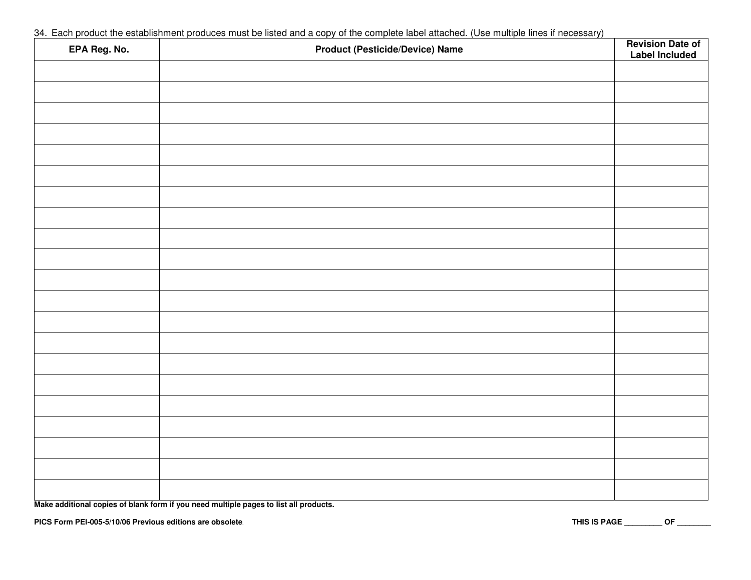34. Each product the establishment produces must be listed and a copy of the complete label attached. (Use multiple lines if necessary)

| EPA Reg. No. | Product (Pesticide/Device) Name | Revision Date of Label Included |
|---|---|---|
| | | |
| | | |
| | | |
| | | |
| | | |
| | | |
| | | |
| | | |
| | | |
| | | |
| | | |
| | | |
| | | |
| | | |
| | | |
| | | |
| | | |
| | | |
| | | |
| | | |
| | | |

**Make additional copies of blank form if you need multiple pages to list all products.**

**PICS Form PEI-005-5/10/06 Previous editions are obsolete.**

**THIS IS PAGE _________ OF ________**